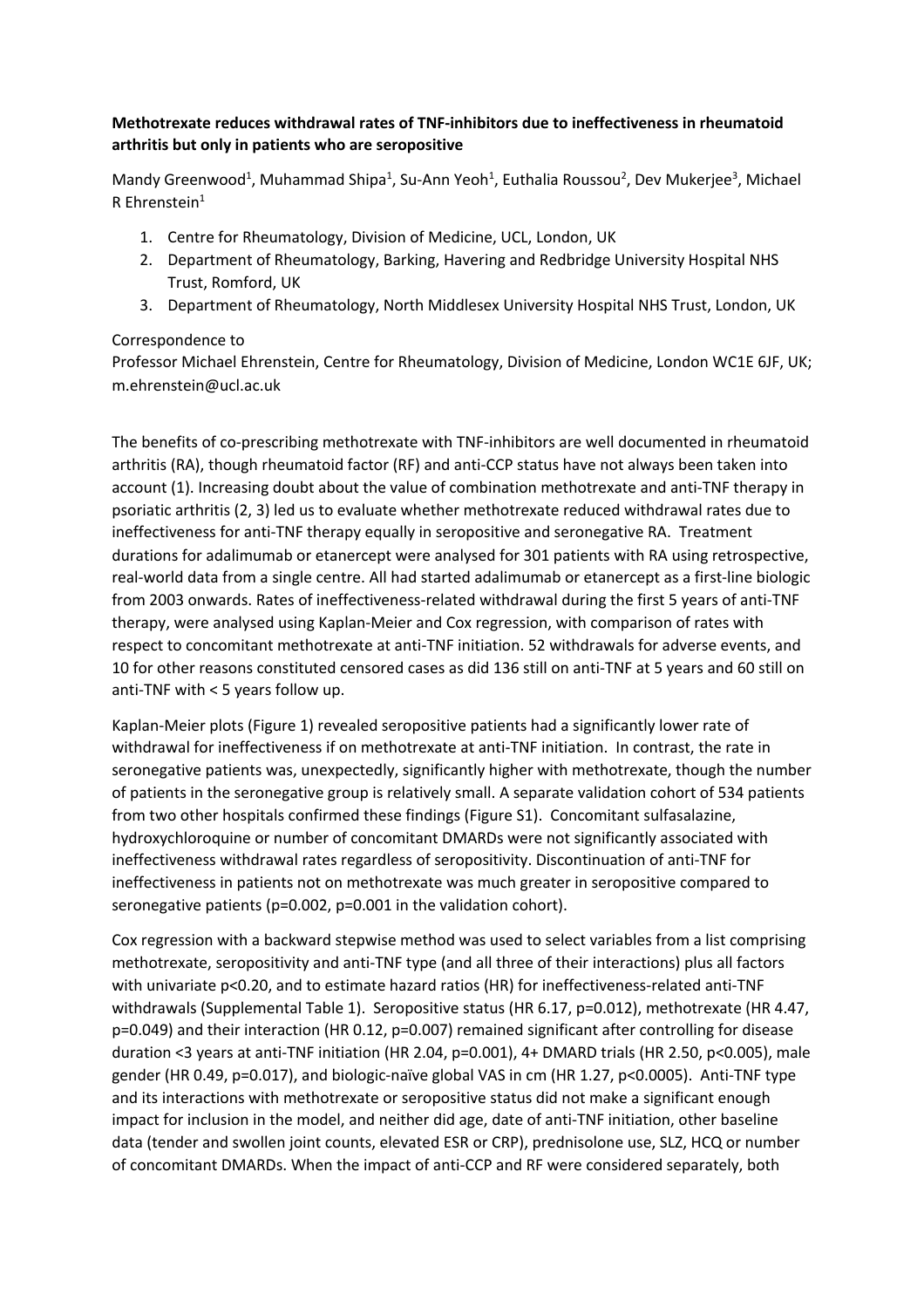**Methotrexate reduces withdrawal rates of TNF-inhibitors due to ineffectiveness in rheumatoid arthritis but only in patients who are seropositive**

Mandy Greenwood[1], Muhammad Shipa[1], Su-Ann Yeoh[1], Euthalia Roussou[2], Dev Mukerjee[3], Michael R Ehrenstein[1]

1. Centre for Rheumatology, Division of Medicine, UCL, London, UK
2. Department of Rheumatology, Barking, Havering and Redbridge University Hospital NHS Trust, Romford, UK
3. Department of Rheumatology, North Middlesex University Hospital NHS Trust, London, UK

Correspondence to
Professor Michael Ehrenstein, Centre for Rheumatology, Division of Medicine, London WC1E 6JF, UK; m.ehrenstein@ucl.ac.uk

The benefits of co-prescribing methotrexate with TNF-inhibitors are well documented in rheumatoid arthritis (RA), though rheumatoid factor (RF) and anti-CCP status have not always been taken into account (1). Increasing doubt about the value of combination methotrexate and anti-TNF therapy in psoriatic arthritis (2, 3) led us to evaluate whether methotrexate reduced withdrawal rates due to ineffectiveness for anti-TNF therapy equally in seropositive and seronegative RA. Treatment durations for adalimumab or etanercept were analysed for 301 patients with RA using retrospective, real-world data from a single centre. All had started adalimumab or etanercept as a first-line biologic from 2003 onwards. Rates of ineffectiveness-related withdrawal during the first 5 years of anti-TNF therapy, were analysed using Kaplan-Meier and Cox regression, with comparison of rates with respect to concomitant methotrexate at anti-TNF initiation. 52 withdrawals for adverse events, and 10 for other reasons constituted censored cases as did 136 still on anti-TNF at 5 years and 60 still on anti-TNF with < 5 years follow up.

Kaplan-Meier plots (Figure 1) revealed seropositive patients had a significantly lower rate of withdrawal for ineffectiveness if on methotrexate at anti-TNF initiation. In contrast, the rate in seronegative patients was, unexpectedly, significantly higher with methotrexate, though the number of patients in the seronegative group is relatively small. A separate validation cohort of 534 patients from two other hospitals confirmed these findings (Figure S1). Concomitant sulfasalazine, hydroxychloroquine or number of concomitant DMARDs were not significantly associated with ineffectiveness withdrawal rates regardless of seropositivity. Discontinuation of anti-TNF for ineffectiveness in patients not on methotrexate was much greater in seropositive compared to seronegative patients ($p=0.002$, $p=0.001$ in the validation cohort).

Cox regression with a backward stepwise method was used to select variables from a list comprising methotrexate, seropositivity and anti-TNF type (and all three of their interactions) plus all factors with univariate $p<0.20$, and to estimate hazard ratios (HR) for ineffectiveness-related anti-TNF withdrawals (Supplemental Table 1). Seropositive status (HR 6.17, $p=0.012$), methotrexate (HR 4.47, $p=0.049$) and their interaction (HR 0.12, $p=0.007$) remained significant after controlling for disease duration <3 years at anti-TNF initiation (HR 2.04, $p=0.001$), 4+ DMARD trials (HR 2.50, $p<0.005$), male gender (HR 0.49, $p=0.017$), and biologic-naïve global VAS in cm (HR 1.27, $p<0.0005$). Anti-TNF type and its interactions with methotrexate or seropositive status did not make a significant enough impact for inclusion in the model, and neither did age, date of anti-TNF initiation, other baseline data (tender and swollen joint counts, elevated ESR or CRP), prednisolone use, SLZ, HCQ or number of concomitant DMARDs. When the impact of anti-CCP and RF were considered separately, both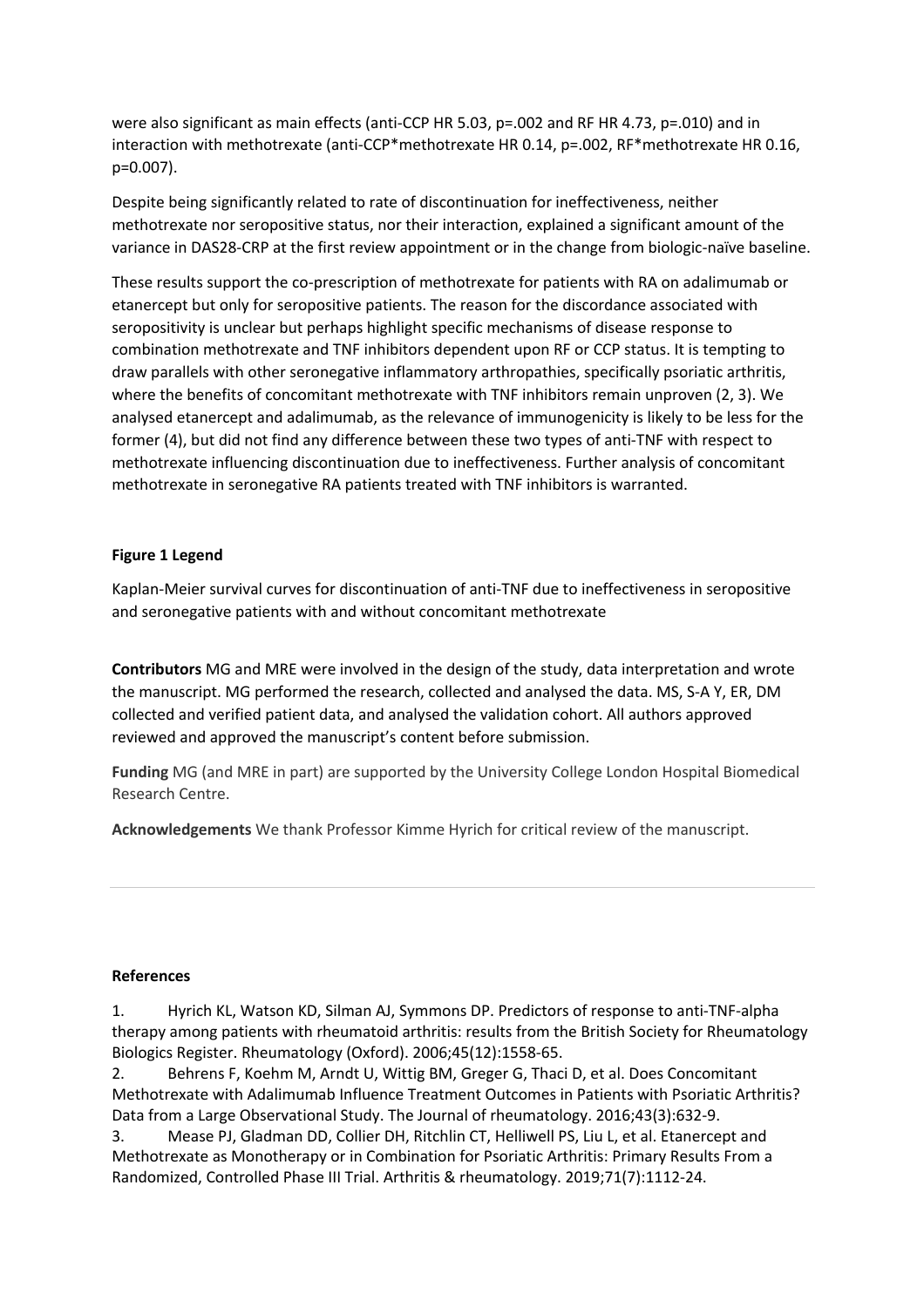were also significant as main effects (anti-CCP HR 5.03, p=.002 and RF HR 4.73, p=.010) and in interaction with methotrexate (anti-CCP*methotrexate HR 0.14, p=.002, RF*methotrexate HR 0.16, p=0.007).

Despite being significantly related to rate of discontinuation for ineffectiveness, neither methotrexate nor seropositive status, nor their interaction, explained a significant amount of the variance in DAS28-CRP at the first review appointment or in the change from biologic-naïve baseline.

These results support the co-prescription of methotrexate for patients with RA on adalimumab or etanercept but only for seropositive patients. The reason for the discordance associated with seropositivity is unclear but perhaps highlight specific mechanisms of disease response to combination methotrexate and TNF inhibitors dependent upon RF or CCP status. It is tempting to draw parallels with other seronegative inflammatory arthropathies, specifically psoriatic arthritis, where the benefits of concomitant methotrexate with TNF inhibitors remain unproven (2, 3). We analysed etanercept and adalimumab, as the relevance of immunogenicity is likely to be less for the former (4), but did not find any difference between these two types of anti-TNF with respect to methotrexate influencing discontinuation due to ineffectiveness. Further analysis of concomitant methotrexate in seronegative RA patients treated with TNF inhibitors is warranted.

**Figure 1 Legend**

Kaplan-Meier survival curves for discontinuation of anti-TNF due to ineffectiveness in seropositive and seronegative patients with and without concomitant methotrexate

**Contributors** MG and MRE were involved in the design of the study, data interpretation and wrote the manuscript. MG performed the research, collected and analysed the data. MS, S-A Y, ER, DM collected and verified patient data, and analysed the validation cohort. All authors approved reviewed and approved the manuscript's content before submission.

**Funding** MG (and MRE in part) are supported by the University College London Hospital Biomedical Research Centre.

**Acknowledgements** We thank Professor Kimme Hyrich for critical review of the manuscript.

**References**

1. Hyrich KL, Watson KD, Silman AJ, Symmons DP. Predictors of response to anti-TNF-alpha therapy among patients with rheumatoid arthritis: results from the British Society for Rheumatology Biologics Register. Rheumatology (Oxford). 2006;45(12):1558-65.
2. Behrens F, Koehm M, Arndt U, Wittig BM, Greger G, Thaci D, et al. Does Concomitant Methotrexate with Adalimumab Influence Treatment Outcomes in Patients with Psoriatic Arthritis? Data from a Large Observational Study. The Journal of rheumatology. 2016;43(3):632-9.
3. Mease PJ, Gladman DD, Collier DH, Ritchlin CT, Helliwell PS, Liu L, et al. Etanercept and Methotrexate as Monotherapy or in Combination for Psoriatic Arthritis: Primary Results From a Randomized, Controlled Phase III Trial. Arthritis & rheumatology. 2019;71(7):1112-24.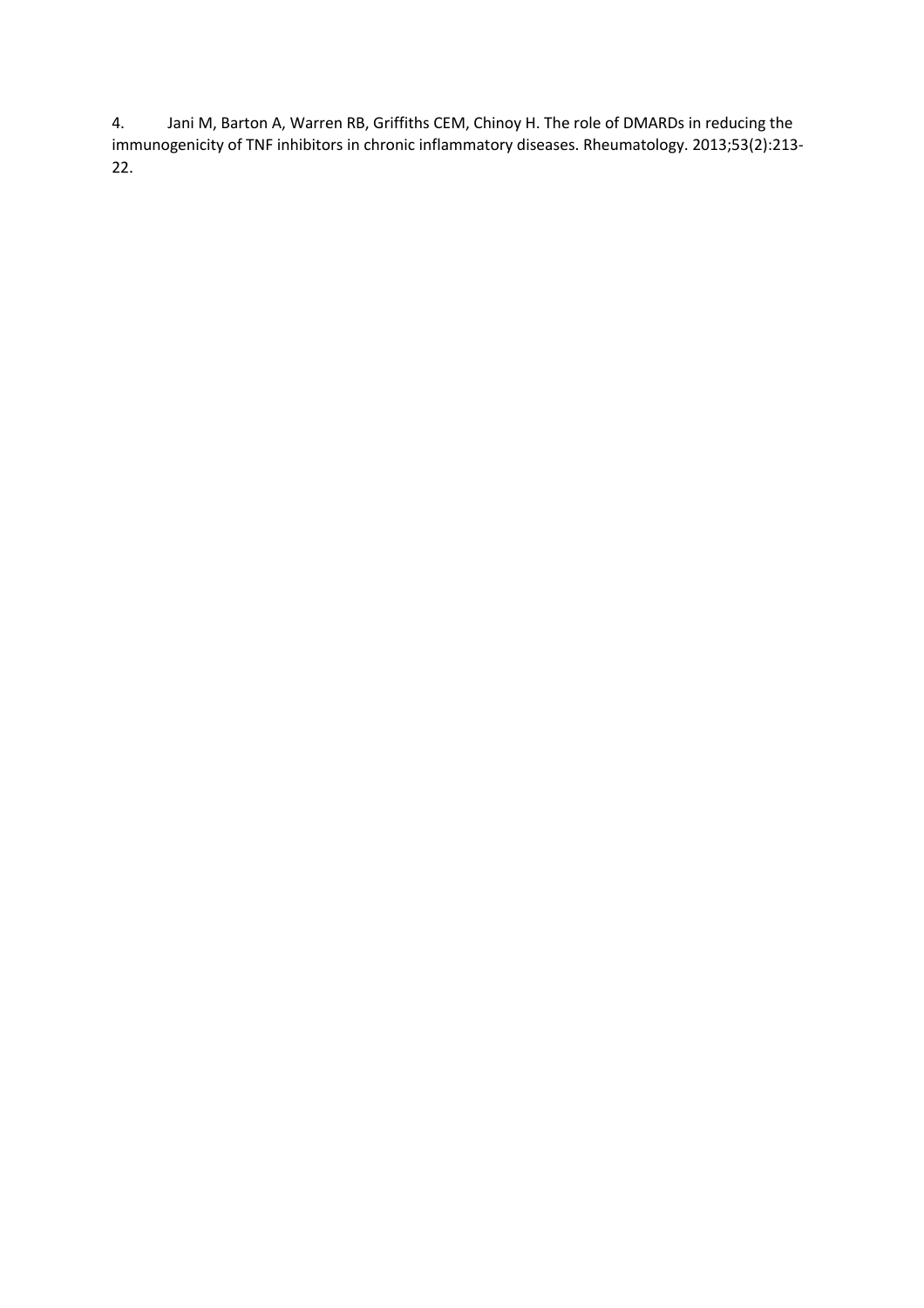4. Jani M, Barton A, Warren RB, Griffiths CEM, Chinoy H. The role of DMARDs in reducing the immunogenicity of TNF inhibitors in chronic inflammatory diseases. Rheumatology. 2013;53(2):213-22.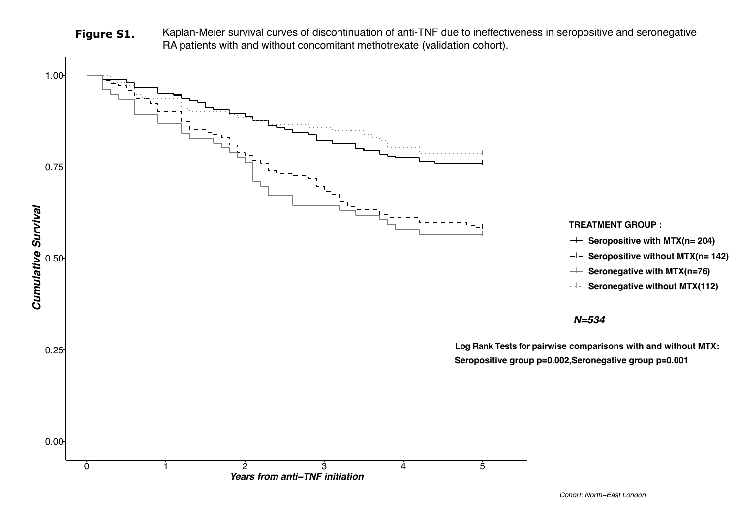**Figure S1.** Kaplan-Meier survival curves of discontinuation of anti-TNF due to ineffectiveness in seropositive and seronegative RA patients with and without concomitant methotrexate (validation cohort).

**TREATMENT GROUP :**

- **Seropositive with MTX(n= 204)**
- **Seropositive without MTX(n= 142)**
- **Seronegative with MTX(n=76)**
- **Seronegative without MTX(112)**

***N=534***

**Log Rank Tests for pairwise comparisons with and without MTX:**
**Seropositive group p=0.002,Seronegative group p=0.001**

*Cumulative Survival*

*Years from anti−TNF initiation*

*Cohort: North−East London*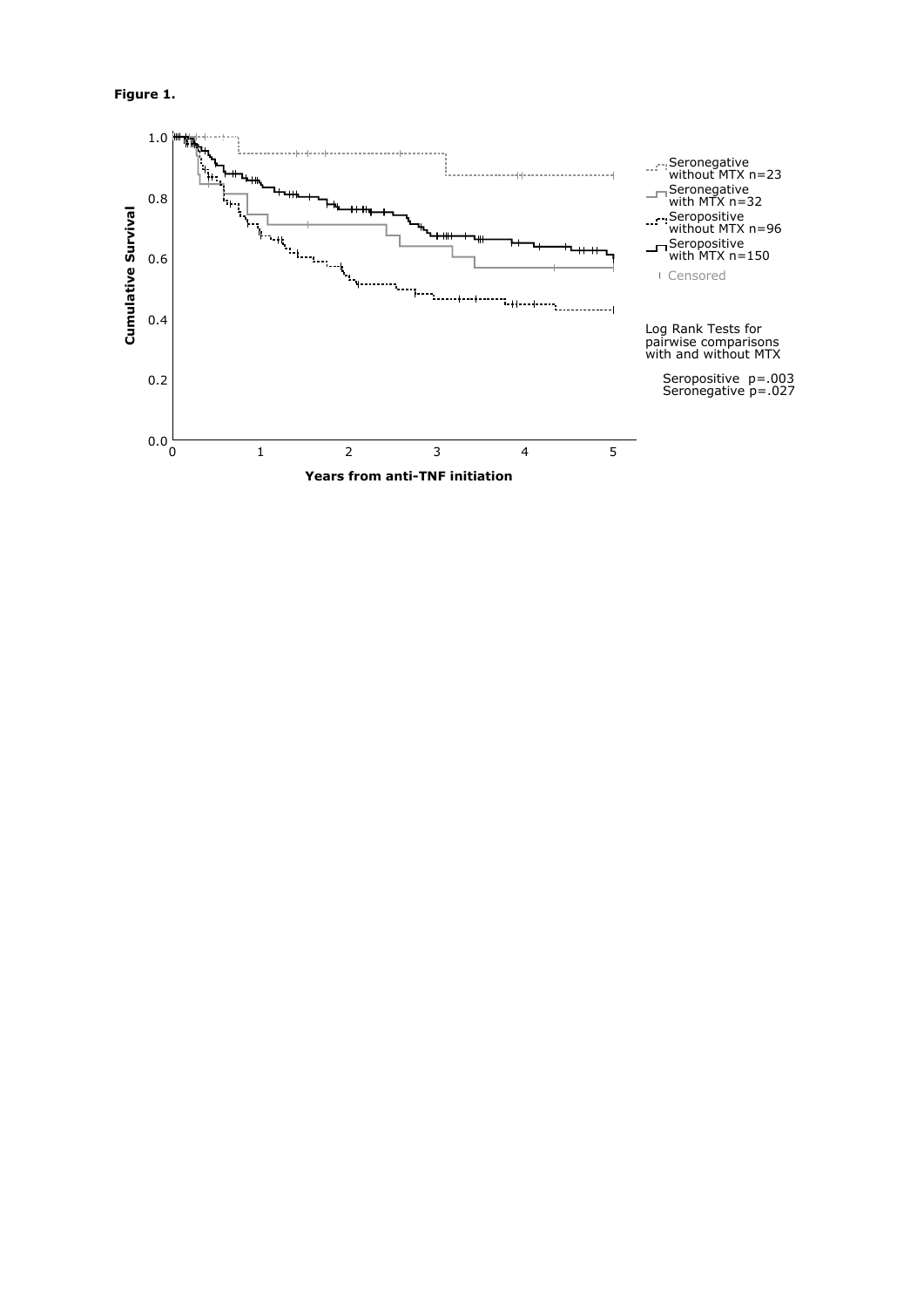**Figure 1.**

Cumulative Survival

1.0
0.8
0.6
0.4
0.2
0.0

0
1
2
3
4
5

Years from anti-TNF initiation

Seronegative without MTX n=23
Seronegative with MTX n=32
Seropositive without MTX n=96
Seropositive with MTX n=150
Censored

Log Rank Tests for pairwise comparisons with and without MTX

Seropositive p=.003
Seronegative p=.027